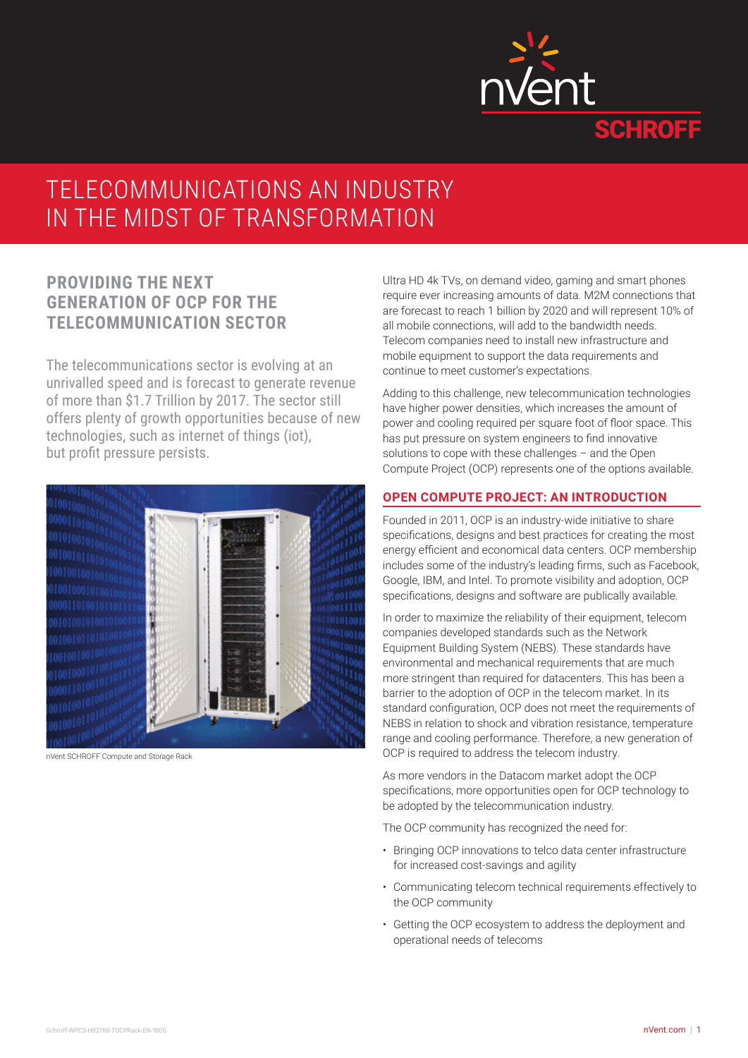# TELECOMMUNICATIONS AN INDUSTRY IN THE MIDST OF TRANSFORMATION

## PROVIDING THE NEXT GENERATION OF OCP FOR THE TELECOMMUNICATION SECTOR

The telecommunications sector is evolving at an unrivalled speed and is forecast to generate revenue of more than $1.7 Trillion by 2017. The sector still offers plenty of growth opportunities because of new technologies, such as internet of things (iot), but profit pressure persists.

nVent SCHROFF Compute and Storage Rack

Ultra HD 4k TVs, on demand video, gaming and smart phones require ever increasing amounts of data. M2M connections that are forecast to reach 1 billion by 2020 and will represent 10% of all mobile connections, will add to the bandwidth needs. Telecom companies need to install new infrastructure and mobile equipment to support the data requirements and continue to meet customer's expectations.

Adding to this challenge, new telecommunication technologies have higher power densities, which increases the amount of power and cooling required per square foot of floor space. This has put pressure on system engineers to find innovative solutions to cope with these challenges – and the Open Compute Project (OCP) represents one of the options available.

### OPEN COMPUTE PROJECT: AN INTRODUCTION

Founded in 2011, OCP is an industry-wide initiative to share specifications, designs and best practices for creating the most energy efficient and economical data centers. OCP membership includes some of the industry's leading firms, such as Facebook, Google, IBM, and Intel. To promote visibility and adoption, OCP specifications, designs and software are publically available.

In order to maximize the reliability of their equipment, telecom companies developed standards such as the Network Equipment Building System (NEBS). These standards have environmental and mechanical requirements that are much more stringent than required for datacenters. This has been a barrier to the adoption of OCP in the telecom market. In its standard configuration, OCP does not meet the requirements of NEBS in relation to shock and vibration resistance, temperature range and cooling performance. Therefore, a new generation of OCP is required to address the telecom industry.

As more vendors in the Datacom market adopt the OCP specifications, more opportunities open for OCP technology to be adopted by the telecommunication industry.

The OCP community has recognized the need for:

- Bringing OCP innovations to telco data center infrastructure for increased cost-savings and agility
- Communicating telecom technical requirements effectively to the OCP community
- Getting the OCP ecosystem to address the deployment and operational needs of telecoms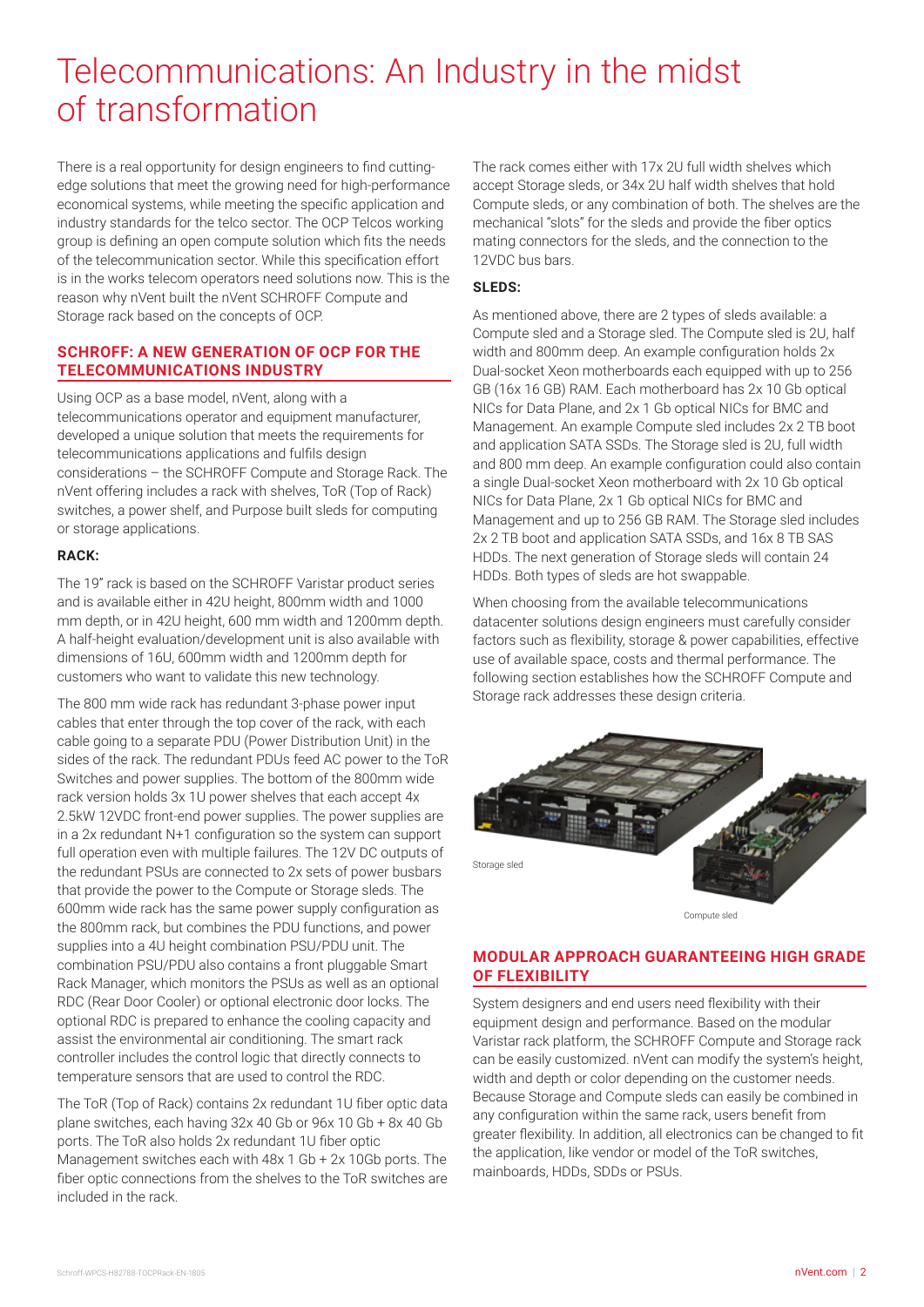# Telecommunications: An Industry in the midst of transformation

There is a real opportunity for design engineers to find cutting-edge solutions that meet the growing need for high-performance economical systems, while meeting the specific application and industry standards for the telco sector. The OCP Telcos working group is defining an open compute solution which fits the needs of the telecommunication sector. While this specification effort is in the works telecom operators need solutions now. This is the reason why nVent built the nVent SCHROFF Compute and Storage rack based on the concepts of OCP.

## SCHROFF: A NEW GENERATION OF OCP FOR THE TELECOMMUNICATIONS INDUSTRY

Using OCP as a base model, nVent, along with a telecommunications operator and equipment manufacturer, developed a unique solution that meets the requirements for telecommunications applications and fulfils design considerations – the SCHROFF Compute and Storage Rack. The nVent offering includes a rack with shelves, ToR (Top of Rack) switches, a power shelf, and Purpose built sleds for computing or storage applications.

### RACK:

The 19" rack is based on the SCHROFF Varistar product series and is available either in 42U height, 800mm width and 1000 mm depth, or in 42U height, 600 mm width and 1200mm depth. A half-height evaluation/development unit is also available with dimensions of 16U, 600mm width and 1200mm depth for customers who want to validate this new technology.

The 800 mm wide rack has redundant 3-phase power input cables that enter through the top cover of the rack, with each cable going to a separate PDU (Power Distribution Unit) in the sides of the rack. The redundant PDUs feed AC power to the ToR Switches and power supplies. The bottom of the 800mm wide rack version holds 3x 1U power shelves that each accept 4x 2.5kW 12VDC front-end power supplies. The power supplies are in a 2x redundant N+1 configuration so the system can support full operation even with multiple failures. The 12V DC outputs of the redundant PSUs are connected to 2x sets of power busbars that provide the power to the Compute or Storage sleds. The 600mm wide rack has the same power supply configuration as the 800mm rack, but combines the PDU functions, and power supplies into a 4U height combination PSU/PDU unit. The combination PSU/PDU also contains a front pluggable Smart Rack Manager, which monitors the PSUs as well as an optional RDC (Rear Door Cooler) or optional electronic door locks. The optional RDC is prepared to enhance the cooling capacity and assist the environmental air conditioning. The smart rack controller includes the control logic that directly connects to temperature sensors that are used to control the RDC.

The ToR (Top of Rack) contains 2x redundant 1U fiber optic data plane switches, each having 32x 40 Gb or 96x 10 Gb + 8x 40 Gb ports. The ToR also holds 2x redundant 1U fiber optic Management switches each with 48x 1 Gb + 2x 10Gb ports. The fiber optic connections from the shelves to the ToR switches are included in the rack.

The rack comes either with 17x 2U full width shelves which accept Storage sleds, or 34x 2U half width shelves that hold Compute sleds, or any combination of both. The shelves are the mechanical "slots" for the sleds and provide the fiber optics mating connectors for the sleds, and the connection to the 12VDC bus bars.

### SLEDS:

As mentioned above, there are 2 types of sleds available: a Compute sled and a Storage sled. The Compute sled is 2U, half width and 800mm deep. An example configuration holds 2x Dual-socket Xeon motherboards each equipped with up to 256 GB (16x 16 GB) RAM. Each motherboard has 2x 10 Gb optical NICs for Data Plane, and 2x 1 Gb optical NICs for BMC and Management. An example Compute sled includes 2x 2 TB boot and application SATA SSDs. The Storage sled is 2U, full width and 800 mm deep. An example configuration could also contain a single Dual-socket Xeon motherboard with 2x 10 Gb optical NICs for Data Plane, 2x 1 Gb optical NICs for BMC and Management and up to 256 GB RAM. The Storage sled includes 2x 2 TB boot and application SATA SSDs, and 16x 8 TB SAS HDDs. The next generation of Storage sleds will contain 24 HDDs. Both types of sleds are hot swappable.

When choosing from the available telecommunications datacenter solutions design engineers must carefully consider factors such as flexibility, storage & power capabilities, effective use of available space, costs and thermal performance. The following section establishes how the SCHROFF Compute and Storage rack addresses these design criteria.

Storage sled

Compute sled

## MODULAR APPROACH GUARANTEEING HIGH GRADE OF FLEXIBILITY

System designers and end users need flexibility with their equipment design and performance. Based on the modular Varistar rack platform, the SCHROFF Compute and Storage rack can be easily customized. nVent can modify the system's height, width and depth or color depending on the customer needs. Because Storage and Compute sleds can easily be combined in any configuration within the same rack, users benefit from greater flexibility. In addition, all electronics can be changed to fit the application, like vendor or model of the ToR switches, mainboards, HDDs, SDDs or PSUs.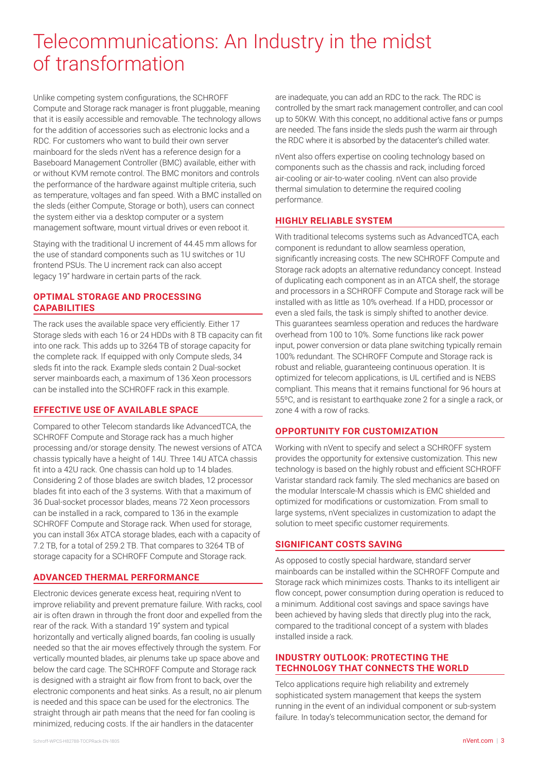# Telecommunications: An Industry in the midst of transformation

Unlike competing system configurations, the SCHROFF Compute and Storage rack manager is front pluggable, meaning that it is easily accessible and removable. The technology allows for the addition of accessories such as electronic locks and a RDC. For customers who want to build their own server mainboard for the sleds nVent has a reference design for a Baseboard Management Controller (BMC) available, either with or without KVM remote control. The BMC monitors and controls the performance of the hardware against multiple criteria, such as temperature, voltages and fan speed. With a BMC installed on the sleds (either Compute, Storage or both), users can connect the system either via a desktop computer or a system management software, mount virtual drives or even reboot it.

Staying with the traditional U increment of 44.45 mm allows for the use of standard components such as 1U switches or 1U frontend PSUs. The U increment rack can also accept legacy 19" hardware in certain parts of the rack.

## OPTIMAL STORAGE AND PROCESSING CAPABILITIES

The rack uses the available space very efficiently. Either 17 Storage sleds with each 16 or 24 HDDs with 8 TB capacity can fit into one rack. This adds up to 3264 TB of storage capacity for the complete rack. If equipped with only Compute sleds, 34 sleds fit into the rack. Example sleds contain 2 Dual-socket server mainboards each, a maximum of 136 Xeon processors can be installed into the SCHROFF rack in this example.

## EFFECTIVE USE OF AVAILABLE SPACE

Compared to other Telecom standards like AdvancedTCA, the SCHROFF Compute and Storage rack has a much higher processing and/or storage density. The newest versions of ATCA chassis typically have a height of 14U. Three 14U ATCA chassis fit into a 42U rack. One chassis can hold up to 14 blades. Considering 2 of those blades are switch blades, 12 processor blades fit into each of the 3 systems. With that a maximum of 36 Dual-socket processor blades, means 72 Xeon processors can be installed in a rack, compared to 136 in the example SCHROFF Compute and Storage rack. When used for storage, you can install 36x ATCA storage blades, each with a capacity of 7.2 TB, for a total of 259.2 TB. That compares to 3264 TB of storage capacity for a SCHROFF Compute and Storage rack.

## ADVANCED THERMAL PERFORMANCE

Electronic devices generate excess heat, requiring nVent to improve reliability and prevent premature failure. With racks, cool air is often drawn in through the front door and expelled from the rear of the rack. With a standard 19" system and typical horizontally and vertically aligned boards, fan cooling is usually needed so that the air moves effectively through the system. For vertically mounted blades, air plenums take up space above and below the card cage. The SCHROFF Compute and Storage rack is designed with a straight air flow from front to back, over the electronic components and heat sinks. As a result, no air plenum is needed and this space can be used for the electronics. The straight through air path means that the need for fan cooling is minimized, reducing costs. If the air handlers in the datacenter are inadequate, you can add an RDC to the rack. The RDC is controlled by the smart rack management controller, and can cool up to 50KW. With this concept, no additional active fans or pumps are needed. The fans inside the sleds push the warm air through the RDC where it is absorbed by the datacenter's chilled water.

nVent also offers expertise on cooling technology based on components such as the chassis and rack, including forced air-cooling or air-to-water cooling. nVent can also provide thermal simulation to determine the required cooling performance.

## HIGHLY RELIABLE SYSTEM

With traditional telecoms systems such as AdvancedTCA, each component is redundant to allow seamless operation, significantly increasing costs. The new SCHROFF Compute and Storage rack adopts an alternative redundancy concept. Instead of duplicating each component as in an ATCA shelf, the storage and processors in a SCHROFF Compute and Storage rack will be installed with as little as 10% overhead. If a HDD, processor or even a sled fails, the task is simply shifted to another device. This guarantees seamless operation and reduces the hardware overhead from 100 to 10%. Some functions like rack power input, power conversion or data plane switching typically remain 100% redundant. The SCHROFF Compute and Storage rack is robust and reliable, guaranteeing continuous operation. It is optimized for telecom applications, is UL certified and is NEBS compliant. This means that it remains functional for 96 hours at 55ºC, and is resistant to earthquake zone 2 for a single a rack, or zone 4 with a row of racks.

## OPPORTUNITY FOR CUSTOMIZATION

Working with nVent to specify and select a SCHROFF system provides the opportunity for extensive customization. This new technology is based on the highly robust and efficient SCHROFF Varistar standard rack family. The sled mechanics are based on the modular Interscale-M chassis which is EMC shielded and optimized for modifications or customization. From small to large systems, nVent specializes in customization to adapt the solution to meet specific customer requirements.

## SIGNIFICANT COSTS SAVING

As opposed to costly special hardware, standard server mainboards can be installed within the SCHROFF Compute and Storage rack which minimizes costs. Thanks to its intelligent air flow concept, power consumption during operation is reduced to a minimum. Additional cost savings and space savings have been achieved by having sleds that directly plug into the rack, compared to the traditional concept of a system with blades installed inside a rack.

## INDUSTRY OUTLOOK: PROTECTING THE TECHNOLOGY THAT CONNECTS THE WORLD

Telco applications require high reliability and extremely sophisticated system management that keeps the system running in the event of an individual component or sub-system failure. In today's telecommunication sector, the demand for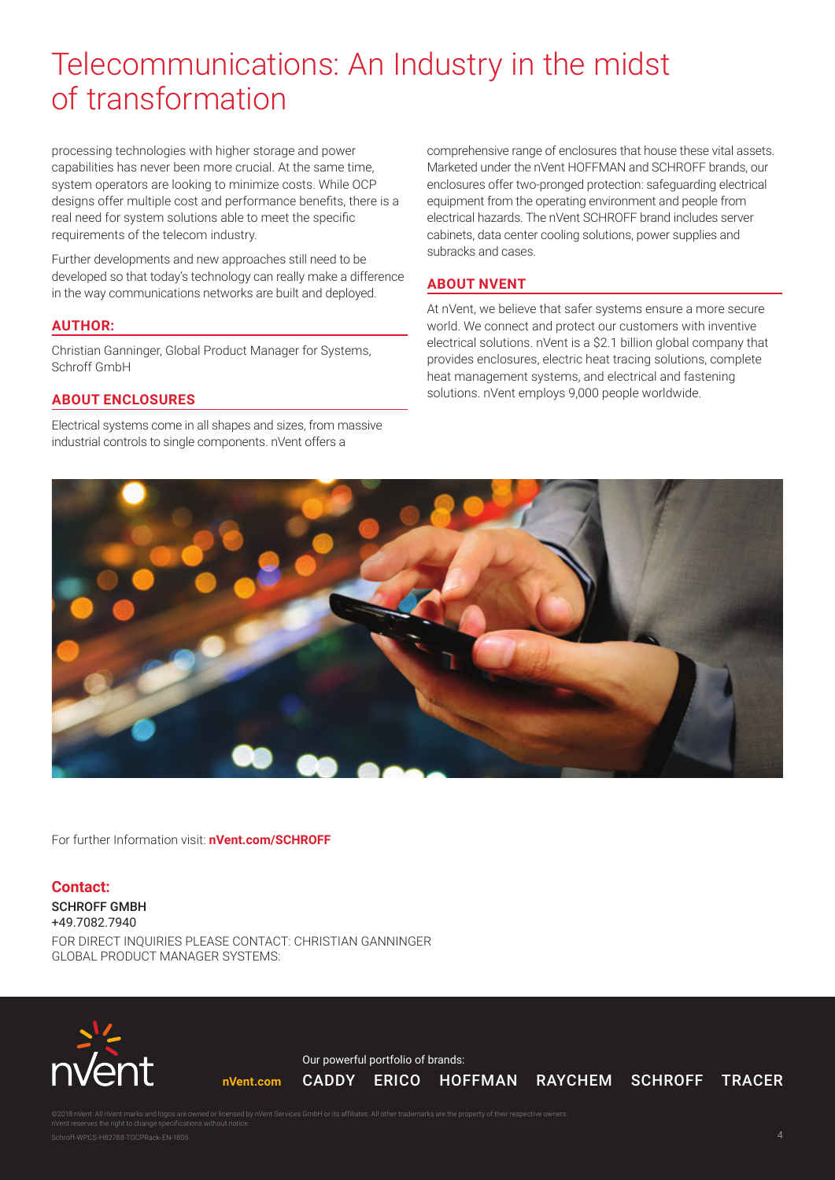# Telecommunications: An Industry in the midst of transformation

processing technologies with higher storage and power capabilities has never been more crucial. At the same time, system operators are looking to minimize costs. While OCP designs offer multiple cost and performance benefits, there is a real need for system solutions able to meet the specific requirements of the telecom industry.

Further developments and new approaches still need to be developed so that today's technology can really make a difference in the way communications networks are built and deployed.

## AUTHOR:

Christian Ganninger, Global Product Manager for Systems, Schroff GmbH

## ABOUT ENCLOSURES

Electrical systems come in all shapes and sizes, from massive industrial controls to single components. nVent offers a comprehensive range of enclosures that house these vital assets. Marketed under the nVent HOFFMAN and SCHROFF brands, our enclosures offer two-pronged protection: safeguarding electrical equipment from the operating environment and people from electrical hazards. The nVent SCHROFF brand includes server cabinets, data center cooling solutions, power supplies and subracks and cases.

## ABOUT NVENT

At nVent, we believe that safer systems ensure a more secure world. We connect and protect our customers with inventive electrical solutions. nVent is a $2.1 billion global company that provides enclosures, electric heat tracing solutions, complete heat management systems, and electrical and fastening solutions. nVent employs 9,000 people worldwide.

For further Information visit: **nVent.com/SCHROFF**

**Contact:**

SCHROFF GMBH
+49.7082.7940
FOR DIRECT INQUIRIES PLEASE CONTACT: CHRISTIAN GANNINGER
GLOBAL PRODUCT MANAGER SYSTEMS:

nVent

**nVent.com**

Our powerful portfolio of brands:
CADDY ERICO HOFFMAN RAYCHEM SCHROFF TRACER

©2018 nVent. All nVent marks and logos are owned or licensed by nVent Services GmbH or its affiliates. All other trademarks are the property of their respective owners.
nVent reserves the right to change specifications without notice.
Schroff-WPCS-H82788-TOCPRack-EN-1805